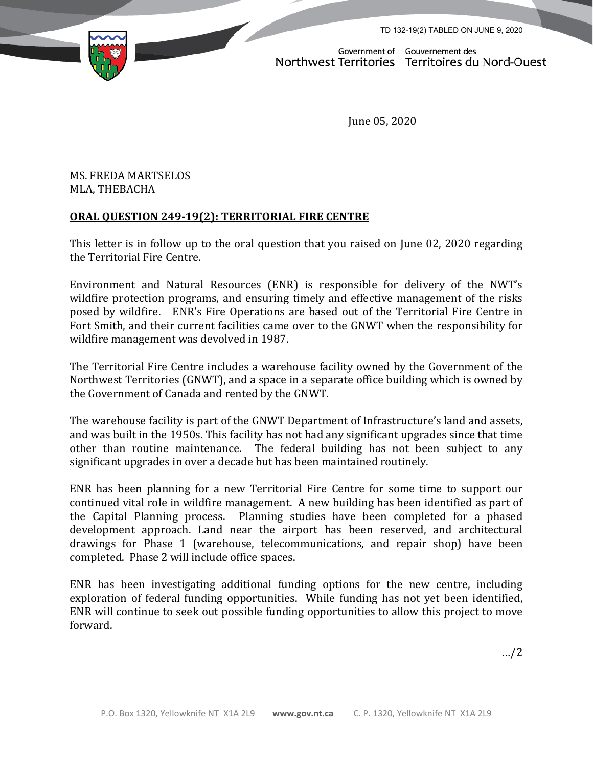TD 132-19(2) TABLED ON JUNE 9, 2020

Government of Northwest Territories
Gouvernement des Territoires du Nord-Ouest

June 05, 2020

MS. FREDA MARTSELOS
MLA, THEBACHA

**ORAL QUESTION 249-19(2): TERRITORIAL FIRE CENTRE**

This letter is in follow up to the oral question that you raised on June 02, 2020 regarding the Territorial Fire Centre.

Environment and Natural Resources (ENR) is responsible for delivery of the NWT's wildfire protection programs, and ensuring timely and effective management of the risks posed by wildfire. ENR's Fire Operations are based out of the Territorial Fire Centre in Fort Smith, and their current facilities came over to the GNWT when the responsibility for wildfire management was devolved in 1987.

The Territorial Fire Centre includes a warehouse facility owned by the Government of the Northwest Territories (GNWT), and a space in a separate office building which is owned by the Government of Canada and rented by the GNWT.

The warehouse facility is part of the GNWT Department of Infrastructure's land and assets, and was built in the 1950s. This facility has not had any significant upgrades since that time other than routine maintenance. The federal building has not been subject to any significant upgrades in over a decade but has been maintained routinely.

ENR has been planning for a new Territorial Fire Centre for some time to support our continued vital role in wildfire management. A new building has been identified as part of the Capital Planning process. Planning studies have been completed for a phased development approach. Land near the airport has been reserved, and architectural drawings for Phase 1 (warehouse, telecommunications, and repair shop) have been completed. Phase 2 will include office spaces.

ENR has been investigating additional funding options for the new centre, including exploration of federal funding opportunities. While funding has not yet been identified, ENR will continue to seek out possible funding opportunities to allow this project to move forward.

…/2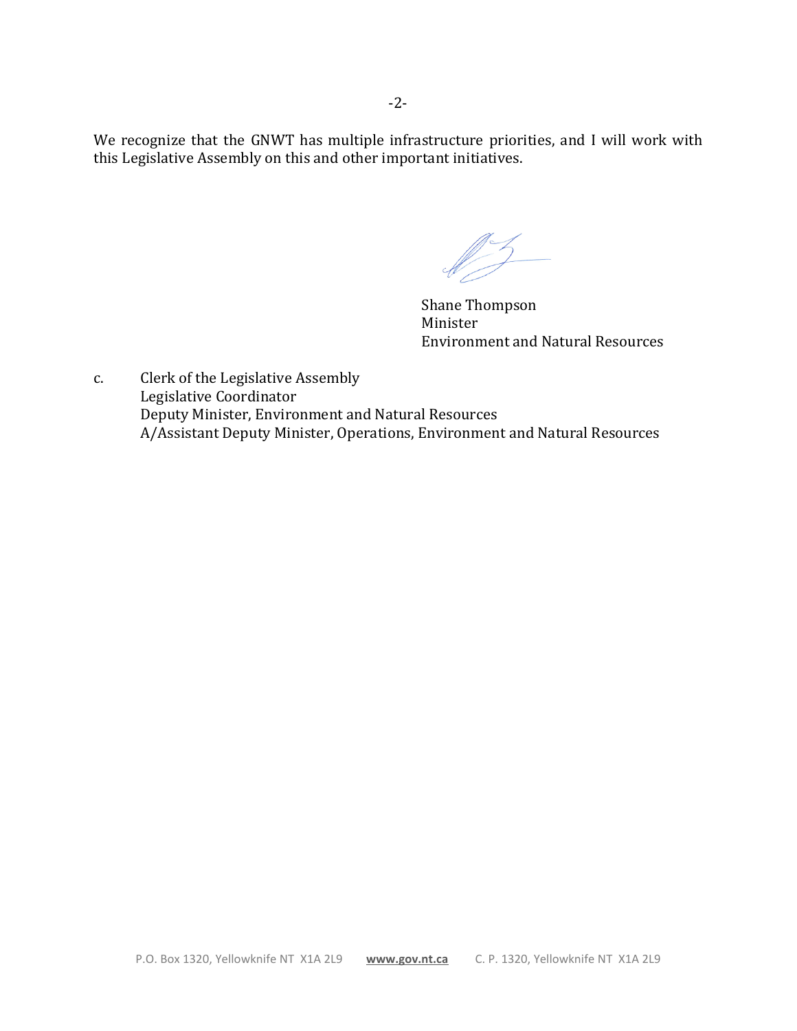We recognize that the GNWT has multiple infrastructure priorities, and I will work with this Legislative Assembly on this and other important initiatives.

Shane Thompson
Minister
Environment and Natural Resources

c. Clerk of the Legislative Assembly
Legislative Coordinator
Deputy Minister, Environment and Natural Resources
A/Assistant Deputy Minister, Operations, Environment and Natural Resources